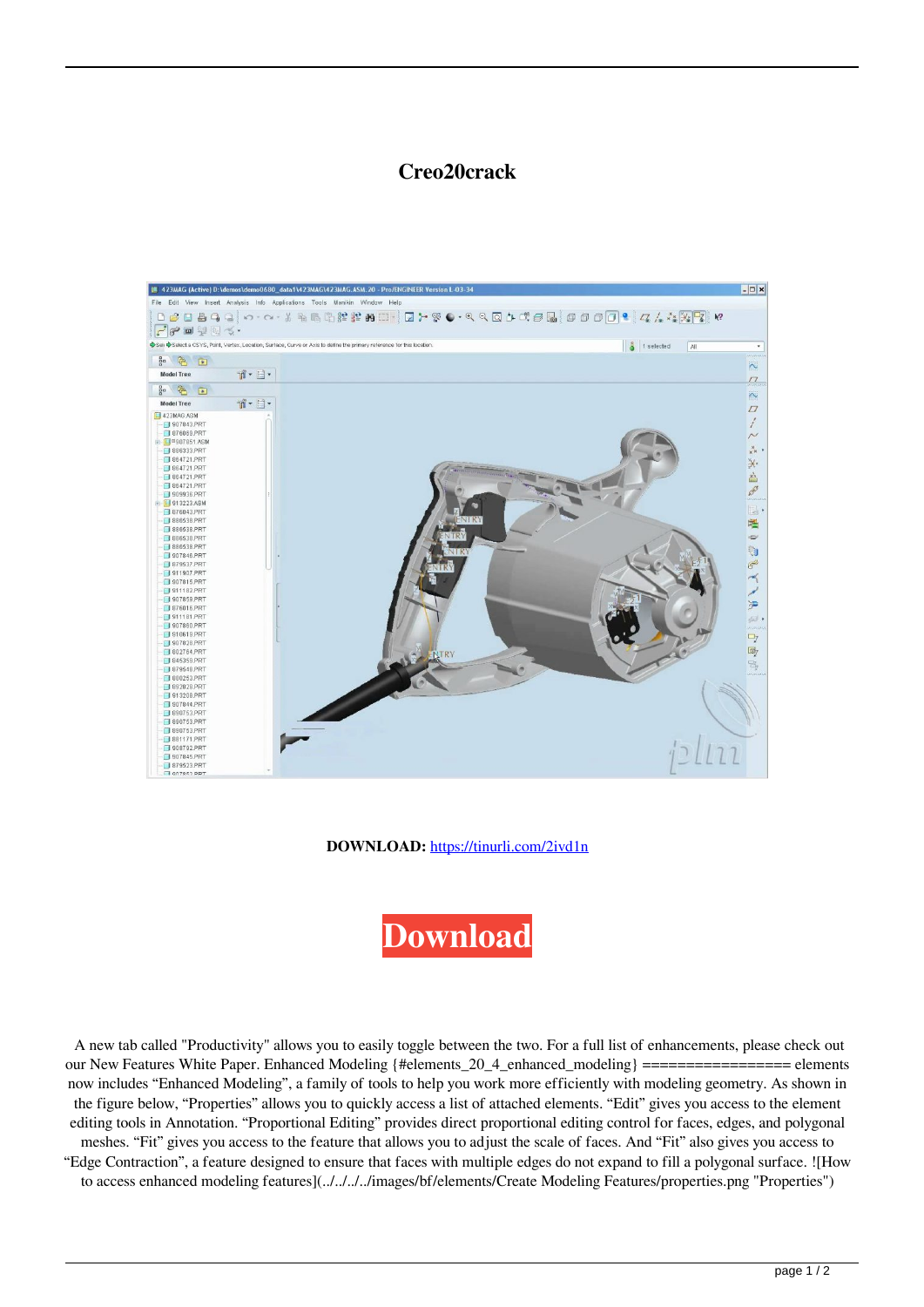# Creo20crack

**DOWNLOAD:** https://tinurli.com/2ivd1n

**Download**

A new tab called "Productivity" allows you to easily toggle between the two. For a full list of enhancements, please check out our New Features White Paper. Enhanced Modeling {#elements_20_4_enhanced_modeling} ================= elements now includes “Enhanced Modeling”, a family of tools to help you work more efficiently with modeling geometry. As shown in the figure below, “Properties” allows you to quickly access a list of attached elements. “Edit” gives you access to the element editing tools in Annotation. “Proportional Editing” provides direct proportional editing control for faces, edges, and polygonal meshes. “Fit” gives you access to the feature that allows you to adjust the scale of faces. And “Fit” also gives you access to “Edge Contraction”, a feature designed to ensure that faces with multiple edges do not expand to fill a polygonal surface. ![How to access enhanced modeling features](../../../../images/bf/elements/Create Modeling Features/properties.png "Properties")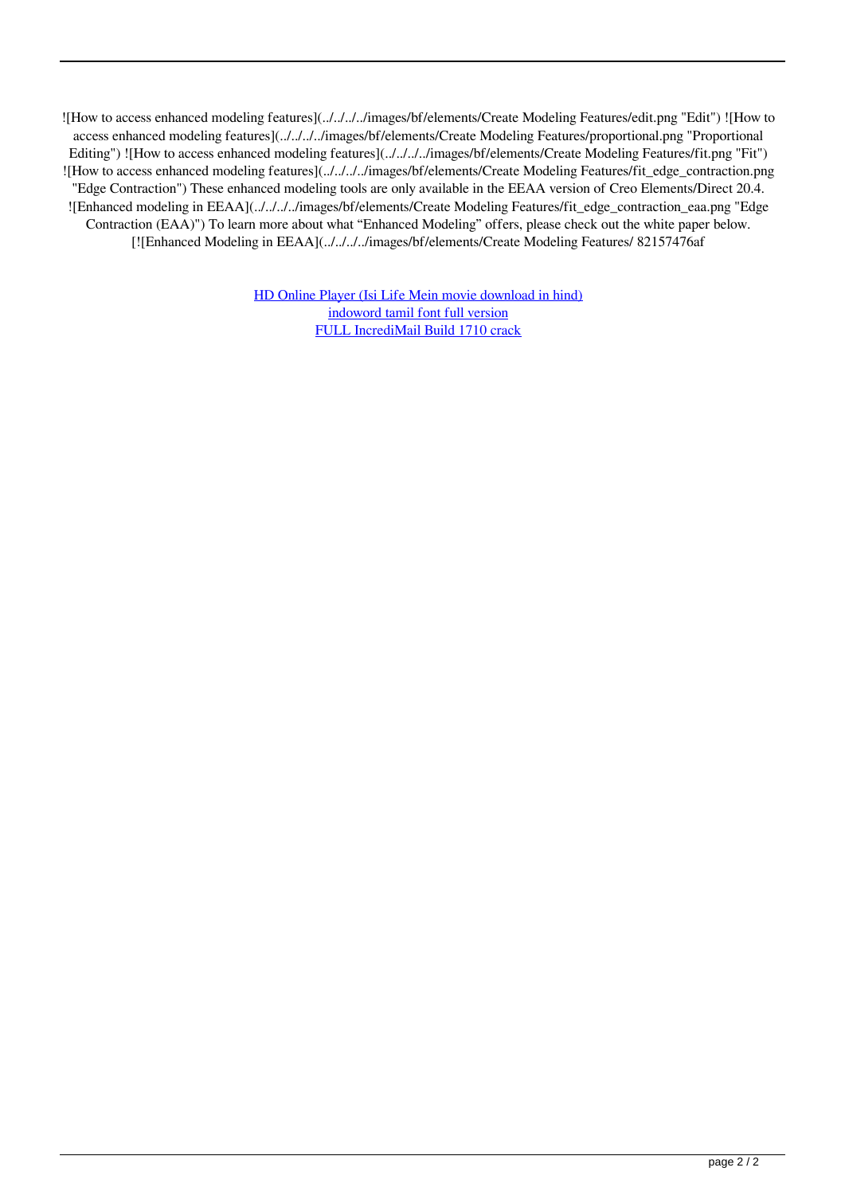![How to access enhanced modeling features](../../../../images/bf/elements/Create Modeling Features/edit.png "Edit") ![How to access enhanced modeling features](../../../../images/bf/elements/Create Modeling Features/proportional.png "Proportional Editing") ![How to access enhanced modeling features](../../../../images/bf/elements/Create Modeling Features/fit.png "Fit") ![How to access enhanced modeling features](../../../../images/bf/elements/Create Modeling Features/fit_edge_contraction.png "Edge Contraction") These enhanced modeling tools are only available in the EEAA version of Creo Elements/Direct 20.4. ![Enhanced modeling in EEAA](../../../../images/bf/elements/Create Modeling Features/fit_edge_contraction_eaa.png "Edge Contraction (EAA)") To learn more about what “Enhanced Modeling” offers, please check out the white paper below. [![Enhanced Modeling in EEAA](../../../../images/bf/elements/Create Modeling Features/ 82157476af

[HD Online Player (Isi Life Mein movie download in hind)]()
[indoword tamil font full version]()
[FULL IncrediMail Build 1710 crack]()